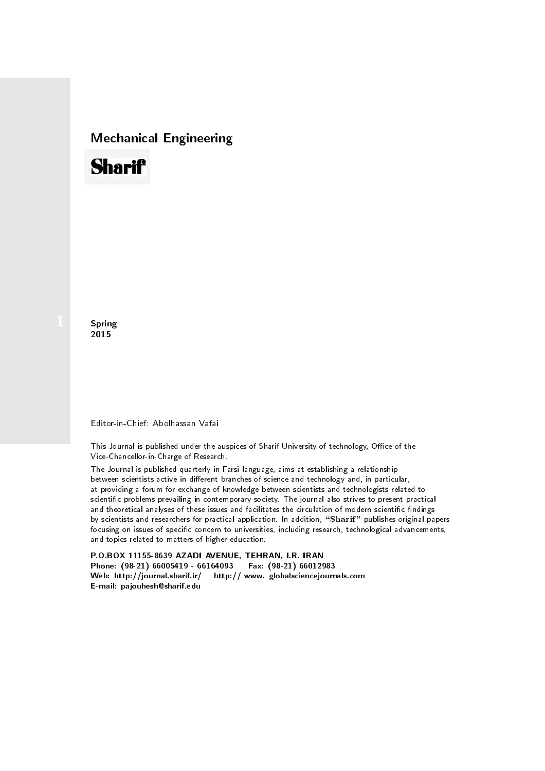## Mechanical Engineering

# Sharif

1

**Spring**
**2015**

Editor-in-Chief: Abolhassan Vafai

This Journal is published under the auspices of Sharif University of technology, Office of the Vice-Chancellor-in-Charge of Research.

The Journal is published quarterly in Farsi language, aims at establishing a relationship between scientists active in different branches of science and technology and, in particular, at providing a forum for exchange of knowledge between scientists and technologists related to scientific problems prevailing in contemporary society. The journal also strives to present practical and theoretical analyses of these issues and facilitates the circulation of modern scientific findings by scientists and researchers for practical application. In addition, "**Sharif**" publishes original papers focusing on issues of specific concern to universities, including research, technological advancements, and topics related to matters of higher education.

**P.O.BOX 11155-8639 AZADI AVENUE, TEHRAN, I.R. IRAN**
**Phone: (98-21) 66005419 - 66164093 Fax: (98-21) 66012983**
**Web: http://journal.sharif.ir/ http:// www. globalsciencejournals.com**
**E-mail: pajouhesh@sharif.edu**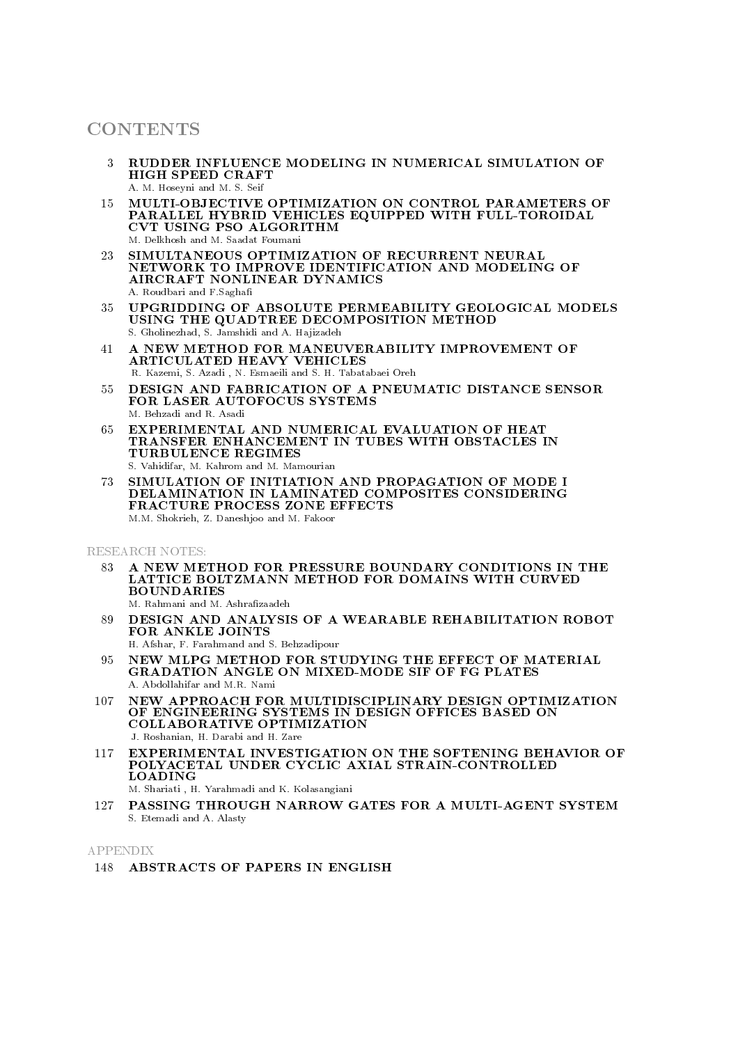# CONTENTS

3 **RUDDER INFLUENCE MODELING IN NUMERICAL SIMULATION OF HIGH SPEED CRAFT**
A. M. Hoseyni and M. S. Seif

15 **MULTI-OBJECTIVE OPTIMIZATION ON CONTROL PARAMETERS OF PARALLEL HYBRID VEHICLES EQUIPPED WITH FULL-TOROIDAL CVT USING PSO ALGORITHM**
M. Delkhosh and M. Saadat Foumani

23 **SIMULTANEOUS OPTIMIZATION OF RECURRENT NEURAL NETWORK TO IMPROVE IDENTIFICATION AND MODELING OF AIRCRAFT NONLINEAR DYNAMICS**
A. Roudbari and F.Saghafi

35 **UPGRIDDING OF ABSOLUTE PERMEABILITY GEOLOGICAL MODELS USING THE QUADTREE DECOMPOSITION METHOD**
S. Gholinezhad, S. Jamshidi and A. Hajizadeh

41 **A NEW METHOD FOR MANEUVERABILITY IMPROVEMENT OF ARTICULATED HEAVY VEHICLES**
R. Kazemi, S. Azadi , N. Esmaeili and S. H. Tabatabaei Oreh

55 **DESIGN AND FABRICATION OF A PNEUMATIC DISTANCE SENSOR FOR LASER AUTOFOCUS SYSTEMS**
M. Behzadi and R. Asadi

65 **EXPERIMENTAL AND NUMERICAL EVALUATION OF HEAT TRANSFER ENHANCEMENT IN TUBES WITH OBSTACLES IN TURBULENCE REGIMES**
S. Vahidifar, M. Kahrom and M. Mamourian

73 **SIMULATION OF INITIATION AND PROPAGATION OF MODE I DELAMINATION IN LAMINATED COMPOSITES CONSIDERING FRACTURE PROCESS ZONE EFFECTS**
M.M. Shokrieh, Z. Daneshjoo and M. Fakoor

RESEARCH NOTES:

83 **A NEW METHOD FOR PRESSURE BOUNDARY CONDITIONS IN THE LATTICE BOLTZMANN METHOD FOR DOMAINS WITH CURVED BOUNDARIES**
M. Rahmani and M. Ashrafizaadeh

89 **DESIGN AND ANALYSIS OF A WEARABLE REHABILITATION ROBOT FOR ANKLE JOINTS**
H. Afshar, F. Farahmand and S. Behzadipour

95 **NEW MLPG METHOD FOR STUDYING THE EFFECT OF MATERIAL GRADATION ANGLE ON MIXED-MODE SIF OF FG PLATES**
A. Abdollahifar and M.R. Nami

107 **NEW APPROACH FOR MULTIDISCIPLINARY DESIGN OPTIMIZATION OF ENGINEERING SYSTEMS IN DESIGN OFFICES BASED ON COLLABORATIVE OPTIMIZATION**
J. Roshanian, H. Darabi and H. Zare

117 **EXPERIMENTAL INVESTIGATION ON THE SOFTENING BEHAVIOR OF POLYACETAL UNDER CYCLIC AXIAL STRAIN-CONTROLLED LOADING**
M. Shariati , H. Yarahmadi and K. Kolasangiani

127 **PASSING THROUGH NARROW GATES FOR A MULTI-AGENT SYSTEM**
S. Etemadi and A. Alasty

APPENDIX

148 **ABSTRACTS OF PAPERS IN ENGLISH**